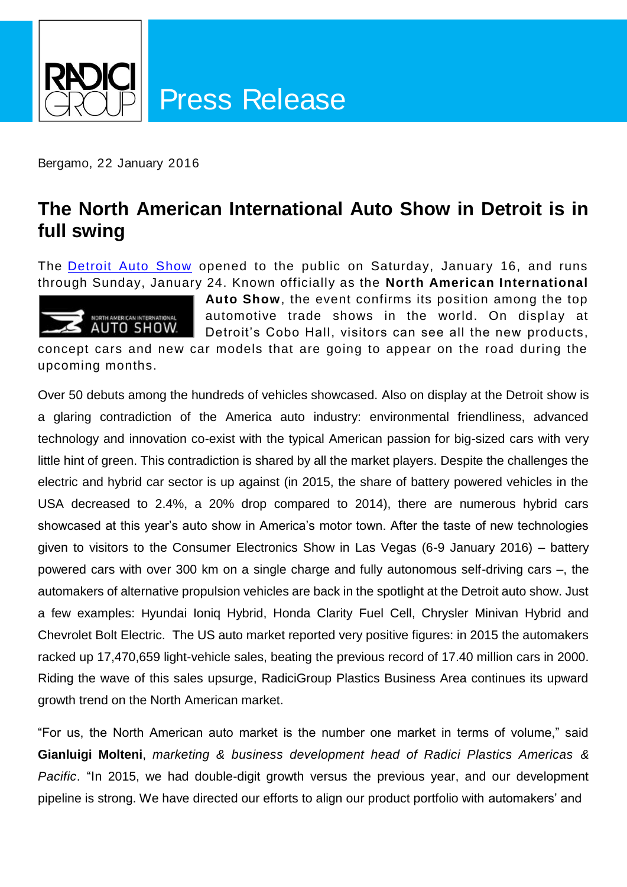Press Release

Bergamo, 22 January 2016

# The North American International Auto Show in Detroit is in full swing

The Detroit Auto Show opened to the public on Saturday, January 16, and runs through Sunday, January 24. Known officially as the **North American International Auto Show**, the event confirms its position among the top automotive trade shows in the world. On display at Detroit's Cobo Hall, visitors can see all the new products, concept cars and new car models that are going to appear on the road during the upcoming months.

Over 50 debuts among the hundreds of vehicles showcased. Also on display at the Detroit show is a glaring contradiction of the America auto industry: environmental friendliness, advanced technology and innovation co-exist with the typical American passion for big-sized cars with very little hint of green. This contradiction is shared by all the market players. Despite the challenges the electric and hybrid car sector is up against (in 2015, the share of battery powered vehicles in the USA decreased to 2.4%, a 20% drop compared to 2014), there are numerous hybrid cars showcased at this year's auto show in America's motor town. After the taste of new technologies given to visitors to the Consumer Electronics Show in Las Vegas (6-9 January 2016) – battery powered cars with over 300 km on a single charge and fully autonomous self-driving cars –, the automakers of alternative propulsion vehicles are back in the spotlight at the Detroit auto show. Just a few examples: Hyundai Ioniq Hybrid, Honda Clarity Fuel Cell, Chrysler Minivan Hybrid and Chevrolet Bolt Electric. The US auto market reported very positive figures: in 2015 the automakers racked up 17,470,659 light-vehicle sales, beating the previous record of 17.40 million cars in 2000. Riding the wave of this sales upsurge, RadiciGroup Plastics Business Area continues its upward growth trend on the North American market.

"For us, the North American auto market is the number one market in terms of volume," said **Gianluigi Molteni**, *marketing & business development head of Radici Plastics Americas & Pacific*. "In 2015, we had double-digit growth versus the previous year, and our development pipeline is strong. We have directed our efforts to align our product portfolio with automakers' and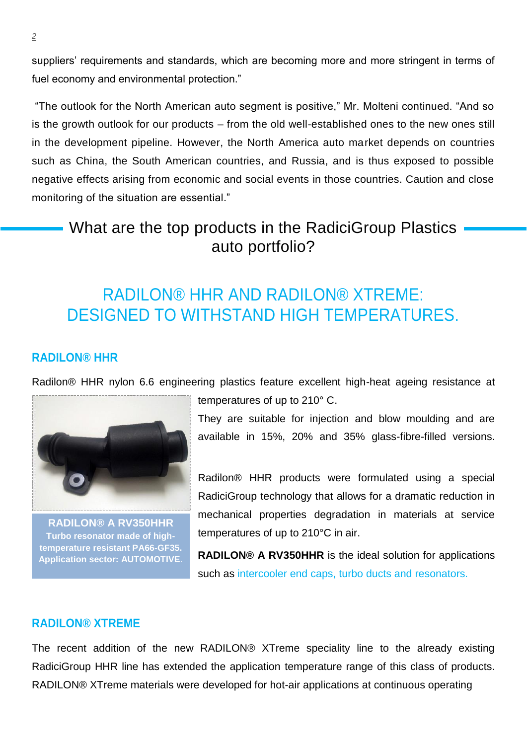suppliers' requirements and standards, which are becoming more and more stringent in terms of fuel economy and environmental protection."

"The outlook for the North American auto segment is positive," Mr. Molteni continued. "And so is the growth outlook for our products – from the old well-established ones to the new ones still in the development pipeline. However, the North America auto market depends on countries such as China, the South American countries, and Russia, and is thus exposed to possible negative effects arising from economic and social events in those countries. Caution and close monitoring of the situation are essential."

## What are the top products in the RadiciGroup Plastics auto portfolio?

## RADILON® HHR AND RADILON® XTREME: DESIGNED TO WITHSTAND HIGH TEMPERATURES.

### RADILON® HHR

Radilon® HHR nylon 6.6 engineering plastics feature excellent high-heat ageing resistance at temperatures of up to 210° C.

They are suitable for injection and blow moulding and are available in 15%, 20% and 35% glass-fibre-filled versions.

**RADILON® A RV350HHR**
**Turbo resonator made of high-temperature resistant PA66-GF35.**
**Application sector: AUTOMOTIVE.**

Radilon® HHR products were formulated using a special RadiciGroup technology that allows for a dramatic reduction in mechanical properties degradation in materials at service temperatures of up to 210°C in air.

**RADILON® A RV350HHR** is the ideal solution for applications such as intercooler end caps, turbo ducts and resonators.

### RADILON® XTREME

The recent addition of the new RADILON® XTreme speciality line to the already existing RadiciGroup HHR line has extended the application temperature range of this class of products. RADILON® XTreme materials were developed for hot-air applications at continuous operating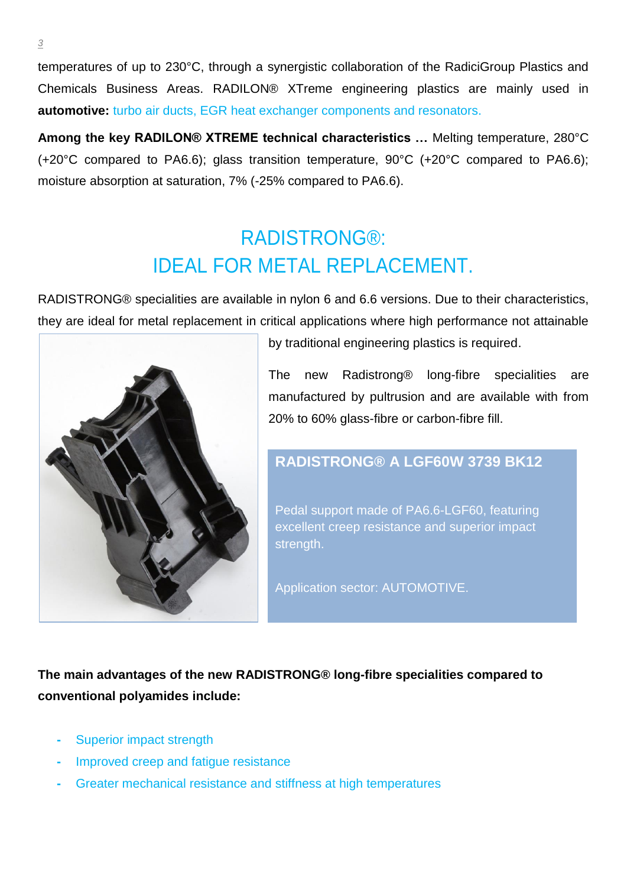temperatures of up to 230°C, through a synergistic collaboration of the RadiciGroup Plastics and Chemicals Business Areas. RADILON® XTreme engineering plastics are mainly used in **automotive:** turbo air ducts, EGR heat exchanger components and resonators.

**Among the key RADILON® XTREME technical characteristics …** Melting temperature, 280°C (+20°C compared to PA6.6); glass transition temperature, 90°C (+20°C compared to PA6.6); moisture absorption at saturation, 7% (-25% compared to PA6.6).

## RADISTRONG®: IDEAL FOR METAL REPLACEMENT.

RADISTRONG® specialities are available in nylon 6 and 6.6 versions. Due to their characteristics, they are ideal for metal replacement in critical applications where high performance not attainable by traditional engineering plastics is required.

The new Radistrong® long-fibre specialities are manufactured by pultrusion and are available with from 20% to 60% glass-fibre or carbon-fibre fill.

**RADISTRONG® A LGF60W 3739 BK12**

Pedal support made of PA6.6-LGF60, featuring excellent creep resistance and superior impact strength.

Application sector: AUTOMOTIVE.

**The main advantages of the new RADISTRONG® long-fibre specialities compared to conventional polyamides include:**

- Superior impact strength
- Improved creep and fatigue resistance
- Greater mechanical resistance and stiffness at high temperatures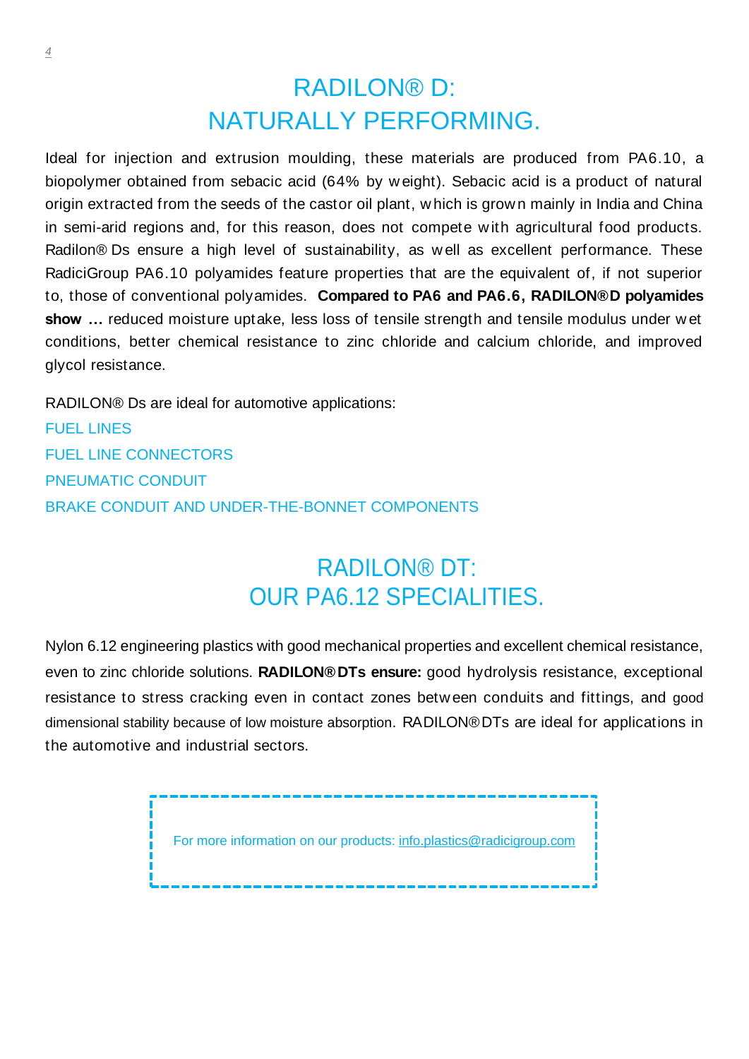# RADILON® D:
# NATURALLY PERFORMING.

Ideal for injection and extrusion moulding, these materials are produced from PA6.10, a biopolymer obtained from sebacic acid (64% by weight). Sebacic acid is a product of natural origin extracted from the seeds of the castor oil plant, which is grown mainly in India and China in semi-arid regions and, for this reason, does not compete with agricultural food products. Radilon® Ds ensure a high level of sustainability, as well as excellent performance. These RadiciGroup PA6.10 polyamides feature properties that are the equivalent of, if not superior to, those of conventional polyamides. **Compared to PA6 and PA6.6, RADILON®D polyamides show …** reduced moisture uptake, less loss of tensile strength and tensile modulus under wet conditions, better chemical resistance to zinc chloride and calcium chloride, and improved glycol resistance.

RADILON® Ds are ideal for automotive applications:

FUEL LINES

FUEL LINE CONNECTORS

PNEUMATIC CONDUIT

BRAKE CONDUIT AND UNDER-THE-BONNET COMPONENTS

# RADILON® DT:
# OUR PA6.12 SPECIALITIES.

Nylon 6.12 engineering plastics with good mechanical properties and excellent chemical resistance, even to zinc chloride solutions. **RADILON® DTs ensure:** good hydrolysis resistance, exceptional resistance to stress cracking even in contact zones between conduits and fittings, and good dimensional stability because of low moisture absorption. RADILON® DTs are ideal for applications in the automotive and industrial sectors.

For more information on our products: info.plastics@radicigroup.com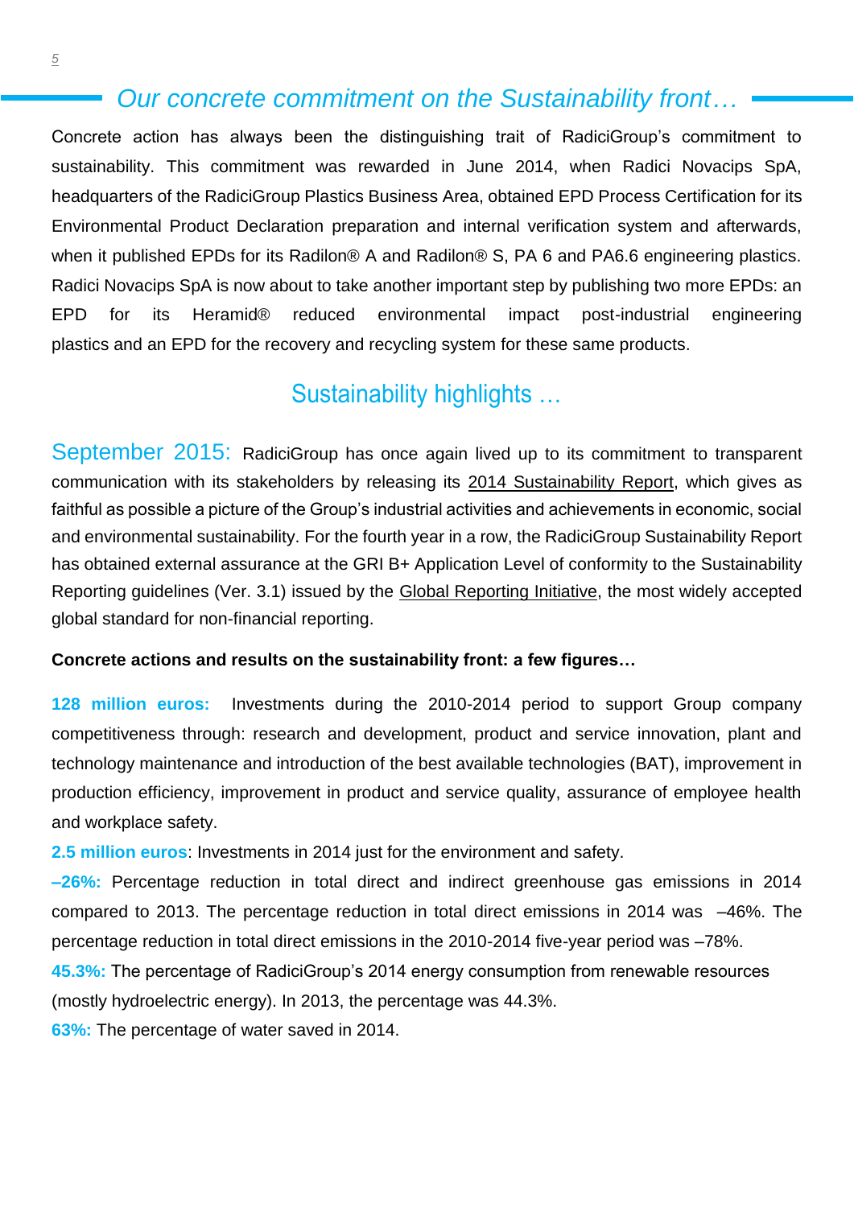## *Our concrete commitment on the Sustainability front…*

Concrete action has always been the distinguishing trait of RadiciGroup's commitment to sustainability. This commitment was rewarded in June 2014, when Radici Novacips SpA, headquarters of the RadiciGroup Plastics Business Area, obtained EPD Process Certification for its Environmental Product Declaration preparation and internal verification system and afterwards, when it published EPDs for its Radilon® A and Radilon® S, PA 6 and PA6.6 engineering plastics. Radici Novacips SpA is now about to take another important step by publishing two more EPDs: an EPD for its Heramid® reduced environmental impact post-industrial engineering plastics and an EPD for the recovery and recycling system for these same products.

## Sustainability highlights …

September 2015: RadiciGroup has once again lived up to its commitment to transparent communication with its stakeholders by releasing its 2014 Sustainability Report, which gives as faithful as possible a picture of the Group's industrial activities and achievements in economic, social and environmental sustainability. For the fourth year in a row, the RadiciGroup Sustainability Report has obtained external assurance at the GRI B+ Application Level of conformity to the Sustainability Reporting guidelines (Ver. 3.1) issued by the Global Reporting Initiative, the most widely accepted global standard for non-financial reporting.

**Concrete actions and results on the sustainability front: a few figures…**

**128 million euros:** Investments during the 2010-2014 period to support Group company competitiveness through: research and development, product and service innovation, plant and technology maintenance and introduction of the best available technologies (BAT), improvement in production efficiency, improvement in product and service quality, assurance of employee health and workplace safety.

**2.5 million euros**: Investments in 2014 just for the environment and safety.

**–26%:** Percentage reduction in total direct and indirect greenhouse gas emissions in 2014 compared to 2013. The percentage reduction in total direct emissions in 2014 was –46%. The percentage reduction in total direct emissions in the 2010-2014 five-year period was –78%.

**45.3%:** The percentage of RadiciGroup's 2014 energy consumption from renewable resources (mostly hydroelectric energy). In 2013, the percentage was 44.3%.

**63%:** The percentage of water saved in 2014.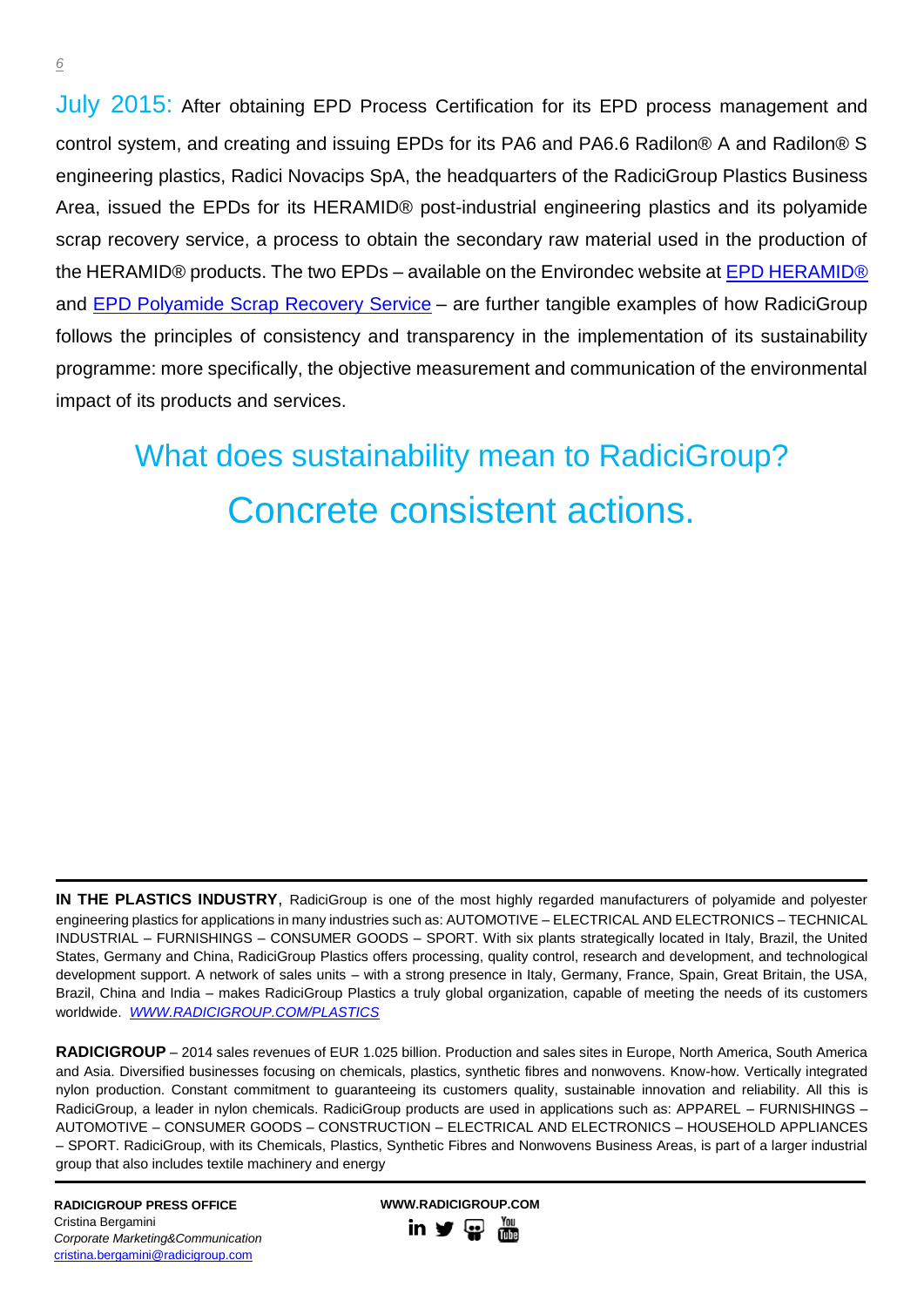July 2015: After obtaining EPD Process Certification for its EPD process management and control system, and creating and issuing EPDs for its PA6 and PA6.6 Radilon® A and Radilon® S engineering plastics, Radici Novacips SpA, the headquarters of the RadiciGroup Plastics Business Area, issued the EPDs for its HERAMID® post-industrial engineering plastics and its polyamide scrap recovery service, a process to obtain the secondary raw material used in the production of the HERAMID® products. The two EPDs – available on the Environdec website at EPD HERAMID® and EPD Polyamide Scrap Recovery Service – are further tangible examples of how RadiciGroup follows the principles of consistency and transparency in the implementation of its sustainability programme: more specifically, the objective measurement and communication of the environmental impact of its products and services.

## What does sustainability mean to RadiciGroup?

## Concrete consistent actions.

---

**IN THE PLASTICS INDUSTRY**, RadiciGroup is one of the most highly regarded manufacturers of polyamide and polyester engineering plastics for applications in many industries such as: AUTOMOTIVE – ELECTRICAL AND ELECTRONICS – TECHNICAL INDUSTRIAL – FURNISHINGS – CONSUMER GOODS – SPORT. With six plants strategically located in Italy, Brazil, the United States, Germany and China, RadiciGroup Plastics offers processing, quality control, research and development, and technological development support. A network of sales units – with a strong presence in Italy, Germany, France, Spain, Great Britain, the USA, Brazil, China and India – makes RadiciGroup Plastics a truly global organization, capable of meeting the needs of its customers worldwide. *WWW.RADICIGROUP.COM/PLASTICS*

**RADICIGROUP** – 2014 sales revenues of EUR 1.025 billion. Production and sales sites in Europe, North America, South America and Asia. Diversified businesses focusing on chemicals, plastics, synthetic fibres and nonwovens. Know-how. Vertically integrated nylon production. Constant commitment to guaranteeing its customers quality, sustainable innovation and reliability. All this is RadiciGroup, a leader in nylon chemicals. RadiciGroup products are used in applications such as: APPAREL – FURNISHINGS – AUTOMOTIVE – CONSUMER GOODS – CONSTRUCTION – ELECTRICAL AND ELECTRONICS – HOUSEHOLD APPLIANCES – SPORT. RadiciGroup, with its Chemicals, Plastics, Synthetic Fibres and Nonwovens Business Areas, is part of a larger industrial group that also includes textile machinery and energy

---

**RADICIGROUP PRESS OFFICE**
Cristina Bergamini
*Corporate Marketing&Communication*
cristina.bergamini@radicigroup.com

**WWW.RADICIGROUP.COM**